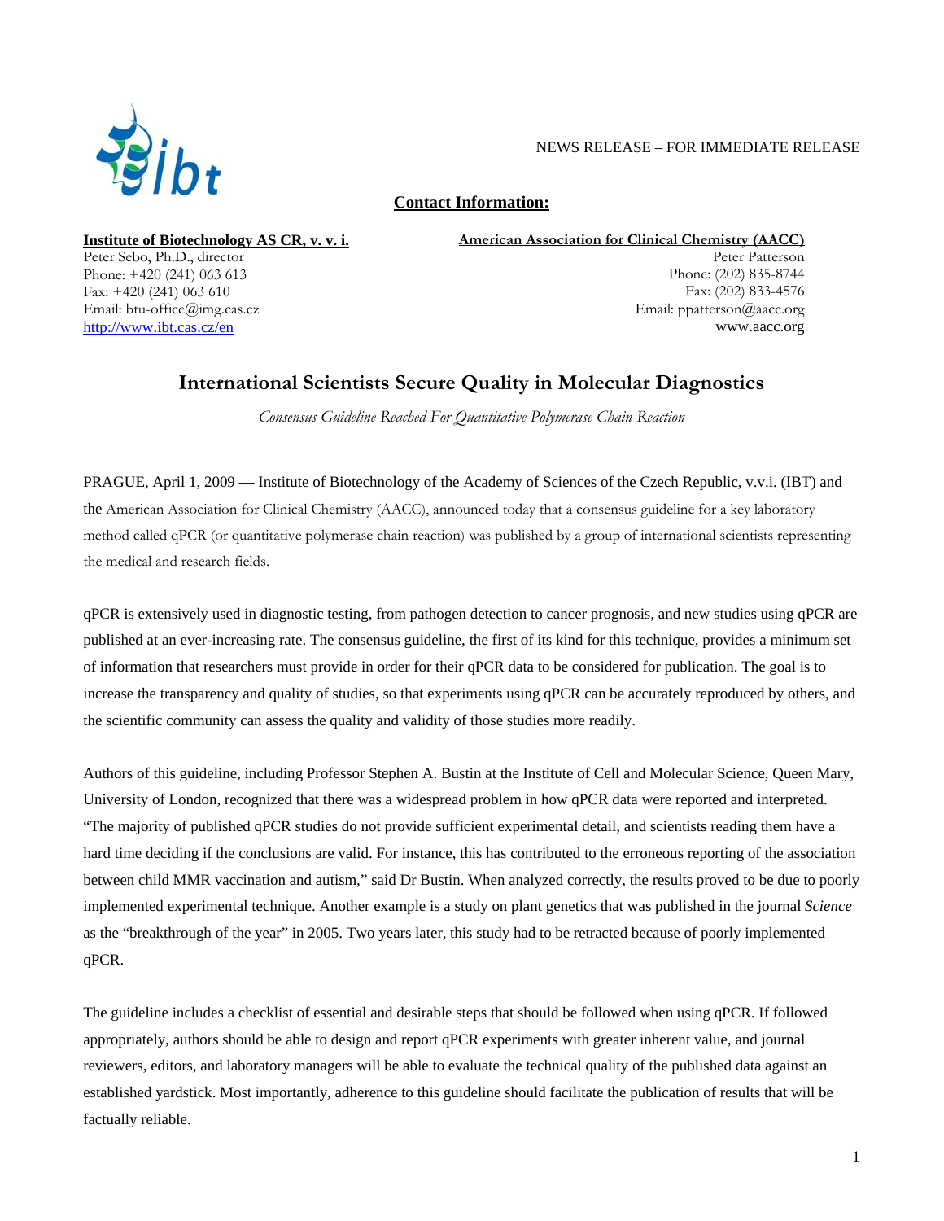NEWS RELEASE – FOR IMMEDIATE RELEASE

**Contact Information:**

**Institute of Biotechnology AS CR, v. v. i.**
Peter Sebo, Ph.D., director
Phone: +420 (241) 063 613
Fax: +420 (241) 063 610
Email: btu-office@img.cas.cz
http://www.ibt.cas.cz/en

**American Association for Clinical Chemistry (AACC)**
Peter Patterson
Phone: (202) 835-8744
Fax: (202) 833-4576
Email: ppatterson@aacc.org
www.aacc.org

# International Scientists Secure Quality in Molecular Diagnostics

*Consensus Guideline Reached For Quantitative Polymerase Chain Reaction*

PRAGUE, April 1, 2009 — Institute of Biotechnology of the Academy of Sciences of the Czech Republic, v.v.i. (IBT) and the American Association for Clinical Chemistry (AACC), announced today that a consensus guideline for a key laboratory method called qPCR (or quantitative polymerase chain reaction) was published by a group of international scientists representing the medical and research fields.

qPCR is extensively used in diagnostic testing, from pathogen detection to cancer prognosis, and new studies using qPCR are published at an ever-increasing rate. The consensus guideline, the first of its kind for this technique, provides a minimum set of information that researchers must provide in order for their qPCR data to be considered for publication. The goal is to increase the transparency and quality of studies, so that experiments using qPCR can be accurately reproduced by others, and the scientific community can assess the quality and validity of those studies more readily.

Authors of this guideline, including Professor Stephen A. Bustin at the Institute of Cell and Molecular Science, Queen Mary, University of London, recognized that there was a widespread problem in how qPCR data were reported and interpreted. "The majority of published qPCR studies do not provide sufficient experimental detail, and scientists reading them have a hard time deciding if the conclusions are valid. For instance, this has contributed to the erroneous reporting of the association between child MMR vaccination and autism," said Dr Bustin. When analyzed correctly, the results proved to be due to poorly implemented experimental technique. Another example is a study on plant genetics that was published in the journal *Science* as the "breakthrough of the year" in 2005. Two years later, this study had to be retracted because of poorly implemented qPCR.

The guideline includes a checklist of essential and desirable steps that should be followed when using qPCR. If followed appropriately, authors should be able to design and report qPCR experiments with greater inherent value, and journal reviewers, editors, and laboratory managers will be able to evaluate the technical quality of the published data against an established yardstick. Most importantly, adherence to this guideline should facilitate the publication of results that will be factually reliable.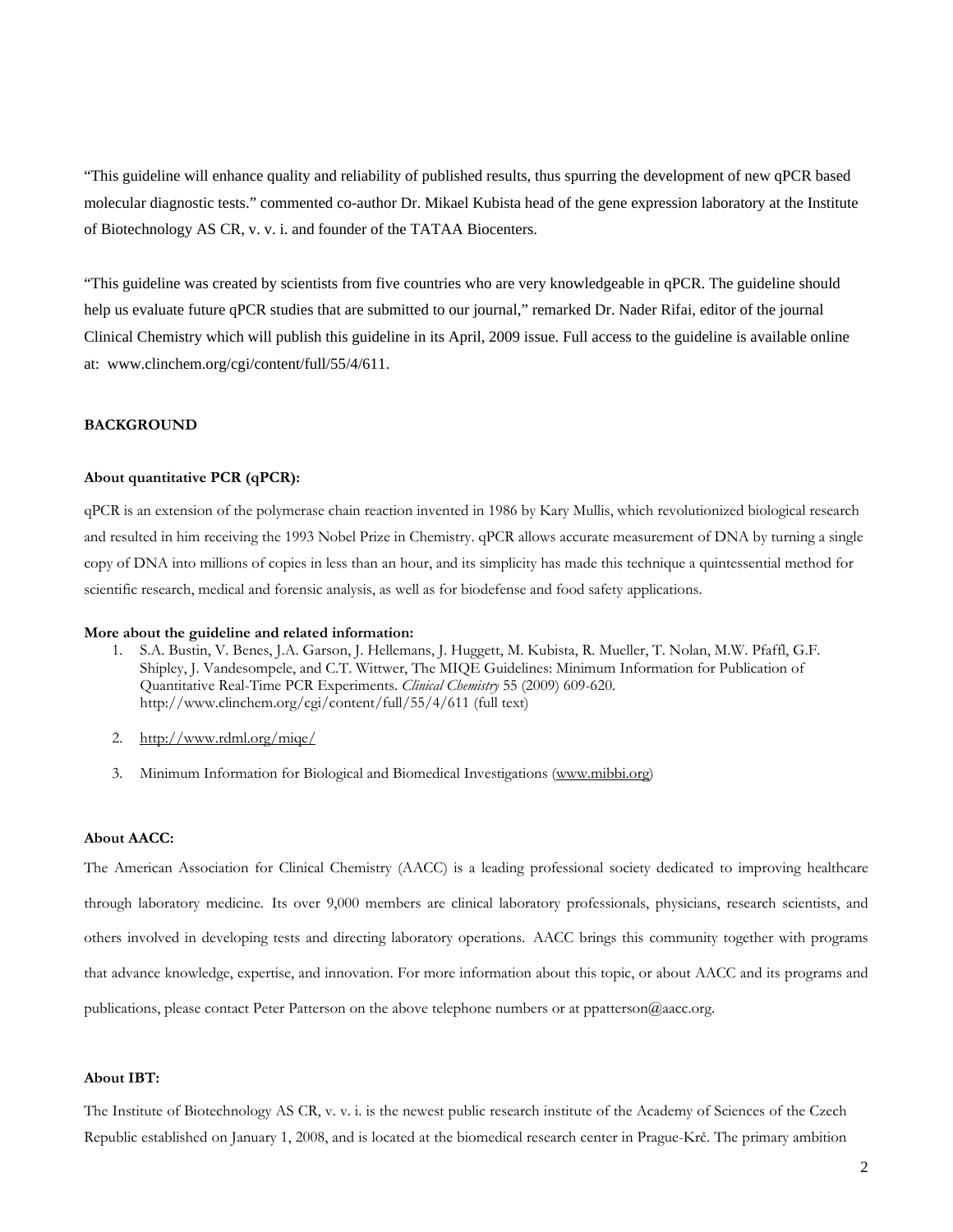"This guideline will enhance quality and reliability of published results, thus spurring the development of new qPCR based molecular diagnostic tests." commented co-author Dr. Mikael Kubista head of the gene expression laboratory at the Institute of Biotechnology AS CR, v. v. i. and founder of the TATAA Biocenters.

"This guideline was created by scientists from five countries who are very knowledgeable in qPCR. The guideline should help us evaluate future qPCR studies that are submitted to our journal," remarked Dr. Nader Rifai, editor of the journal Clinical Chemistry which will publish this guideline in its April, 2009 issue. Full access to the guideline is available online at: www.clinchem.org/cgi/content/full/55/4/611.

**BACKGROUND**

**About quantitative PCR (qPCR):**

qPCR is an extension of the polymerase chain reaction invented in 1986 by Kary Mullis, which revolutionized biological research and resulted in him receiving the 1993 Nobel Prize in Chemistry. qPCR allows accurate measurement of DNA by turning a single copy of DNA into millions of copies in less than an hour, and its simplicity has made this technique a quintessential method for scientific research, medical and forensic analysis, as well as for biodefense and food safety applications.

**More about the guideline and related information:**

1. S.A. Bustin, V. Benes, J.A. Garson, J. Hellemans, J. Huggett, M. Kubista, R. Mueller, T. Nolan, M.W. Pfaffl, G.F. Shipley, J. Vandesompele, and C.T. Wittwer, The MIQE Guidelines: Minimum Information for Publication of Quantitative Real-Time PCR Experiments. *Clinical Chemistry* 55 (2009) 609-620. http://www.clinchem.org/cgi/content/full/55/4/611 (full text)

2. http://www.rdml.org/miqe/

3. Minimum Information for Biological and Biomedical Investigations (www.mibbi.org)

**About AACC:**

The American Association for Clinical Chemistry (AACC) is a leading professional society dedicated to improving healthcare through laboratory medicine. Its over 9,000 members are clinical laboratory professionals, physicians, research scientists, and others involved in developing tests and directing laboratory operations. AACC brings this community together with programs that advance knowledge, expertise, and innovation. For more information about this topic, or about AACC and its programs and publications, please contact Peter Patterson on the above telephone numbers or at ppatterson@aacc.org.

**About IBT:**

The Institute of Biotechnology AS CR, v. v. i. is the newest public research institute of the Academy of Sciences of the Czech Republic established on January 1, 2008, and is located at the biomedical research center in Prague-Krč. The primary ambition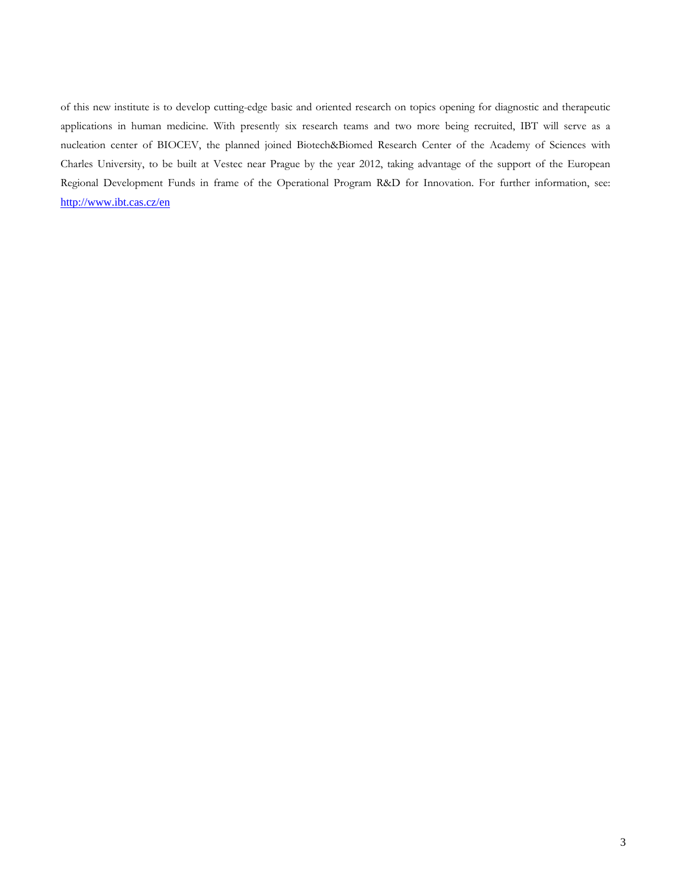of this new institute is to develop cutting-edge basic and oriented research on topics opening for diagnostic and therapeutic applications in human medicine. With presently six research teams and two more being recruited, IBT will serve as a nucleation center of BIOCEV, the planned joined Biotech&Biomed Research Center of the Academy of Sciences with Charles University, to be built at Vestec near Prague by the year 2012, taking advantage of the support of the European Regional Development Funds in frame of the Operational Program R&D for Innovation. For further information, see: http://www.ibt.cas.cz/en